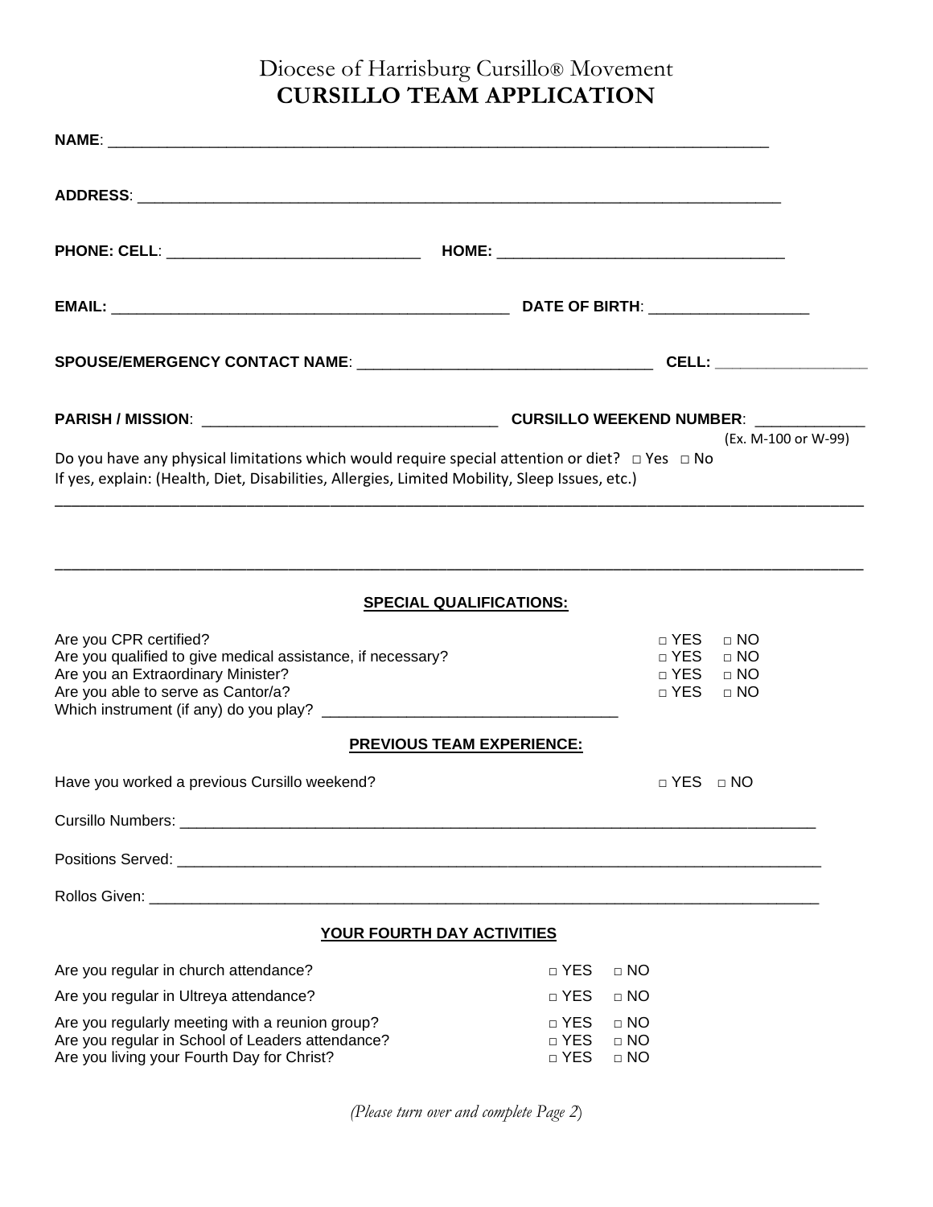# Diocese of Harrisburg Cursillo® Movement
# CURSILLO TEAM APPLICATION

**NAME**: ______________________________________________________________________________

**ADDRESS**: ___________________________________________________________________________

**PHONE: CELL**: ______________________________ **HOME:** __________________________________

**EMAIL:** ______________________________________________ **DATE OF BIRTH**: __________________

**SPOUSE/EMERGENCY CONTACT NAME**: __________________________________ **CELL:** _________________

**PARISH / MISSION**: __________________________________ **CURSILLO WEEKEND NUMBER**: ____________
(Ex. M-100 or W-99)

Do you have any physical limitations which would require special attention or diet? □ Yes □ No
If yes, explain: (Health, Diet, Disabilities, Allergies, Limited Mobility, Sleep Issues, etc.)

_____________________________________________________________________________________________

_____________________________________________________________________________________________

## SPECIAL QUALIFICATIONS:

| | | |
|---|---|---|
| Are you CPR certified? | □ YES | □ NO |
| Are you qualified to give medical assistance, if necessary? | □ YES | □ NO |
| Are you an Extraordinary Minister? | □ YES | □ NO |
| Are you able to serve as Cantor/a? | □ YES | □ NO |

Which instrument (if any) do you play? __________________________________

## PREVIOUS TEAM EXPERIENCE:

Have you worked a previous Cursillo weekend? □ YES □ NO

Cursillo Numbers: _____________________________________________________________________________

Positions Served: ______________________________________________________________________________

Rollos Given: _________________________________________________________________________________

## YOUR FOURTH DAY ACTIVITIES

| | | |
|---|---|---|
| Are you regular in church attendance? | □ YES | □ NO |
| Are you regular in Ultreya attendance? | □ YES | □ NO |
| Are you regularly meeting with a reunion group? | □ YES | □ NO |
| Are you regular in School of Leaders attendance? | □ YES | □ NO |
| Are you living your Fourth Day for Christ? | □ YES | □ NO |

*(Please turn over and complete Page 2)*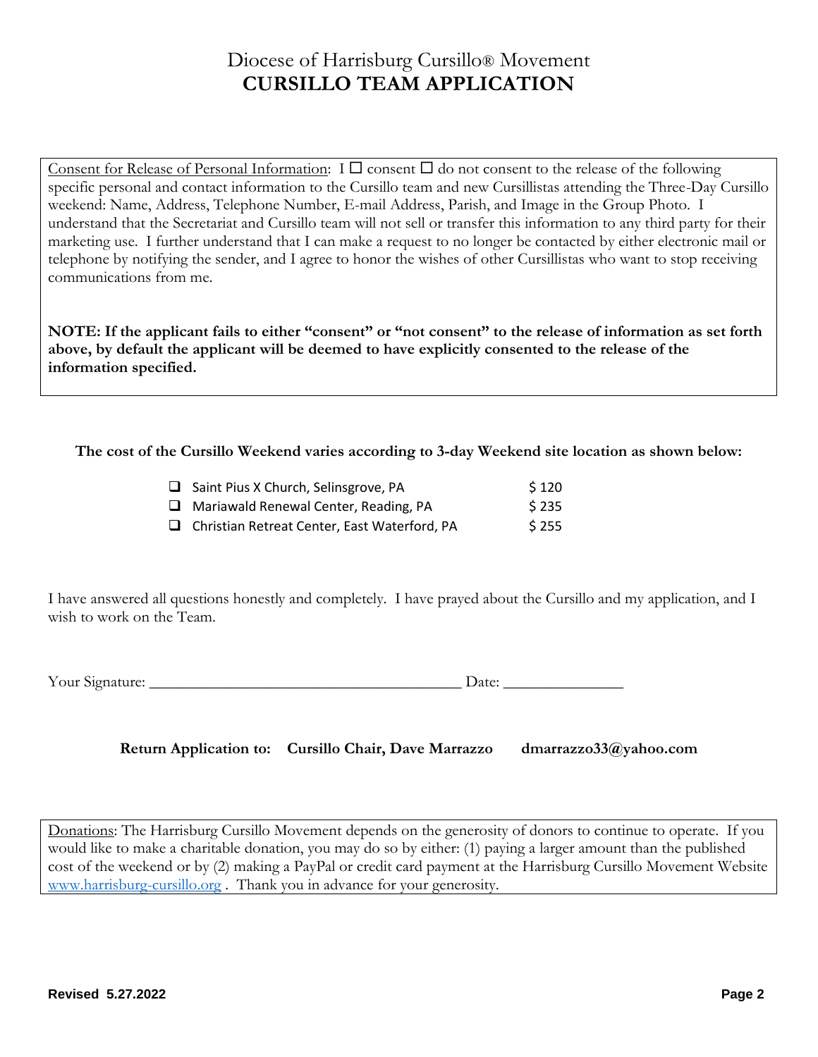# Diocese of Harrisburg Cursillo® Movement
# CURSILLO TEAM APPLICATION

Consent for Release of Personal Information: I ☐ consent ☐ do not consent to the release of the following specific personal and contact information to the Cursillo team and new Cursillistas attending the Three-Day Cursillo weekend: Name, Address, Telephone Number, E-mail Address, Parish, and Image in the Group Photo. I understand that the Secretariat and Cursillo team will not sell or transfer this information to any third party for their marketing use. I further understand that I can make a request to no longer be contacted by either electronic mail or telephone by notifying the sender, and I agree to honor the wishes of other Cursillistas who want to stop receiving communications from me.

**NOTE: If the applicant fails to either "consent" or "not consent" to the release of information as set forth above, by default the applicant will be deemed to have explicitly consented to the release of the information specified.**

**The cost of the Cursillo Weekend varies according to 3-day Weekend site location as shown below:**

- ☐ Saint Pius X Church, Selinsgrove, PA $ 120
- ☐ Mariawald Renewal Center, Reading, PA $ 235
- ☐ Christian Retreat Center, East Waterford, PA $ 255

I have answered all questions honestly and completely. I have prayed about the Cursillo and my application, and I wish to work on the Team.

Your Signature: _______________________________________ Date: _______________

**Return Application to: Cursillo Chair, Dave Marrazzo dmarrazzo33@yahoo.com**

Donations: The Harrisburg Cursillo Movement depends on the generosity of donors to continue to operate. If you would like to make a charitable donation, you may do so by either: (1) paying a larger amount than the published cost of the weekend or by (2) making a PayPal or credit card payment at the Harrisburg Cursillo Movement Website www.harrisburg-cursillo.org . Thank you in advance for your generosity.

**Revised 5.27.2022**